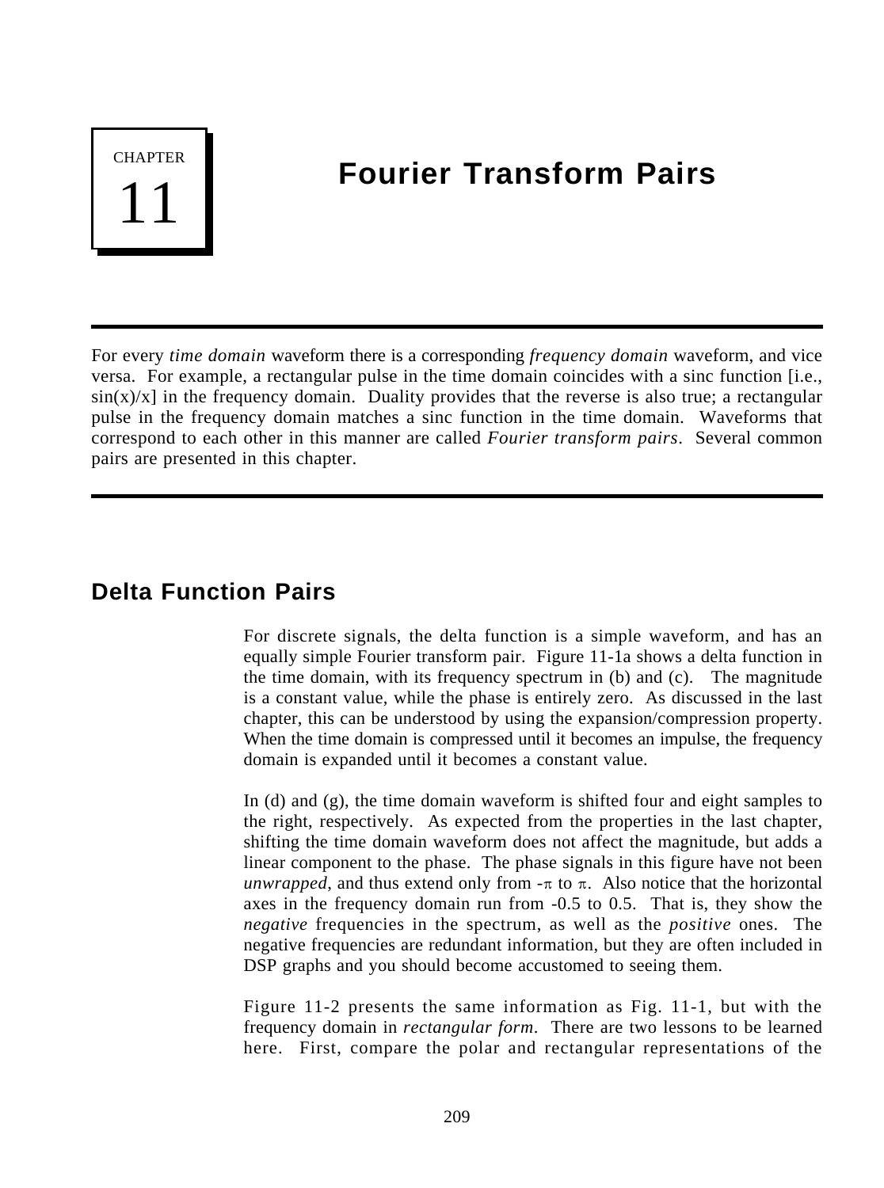# CHAPTER 11

# Fourier Transform Pairs

For every *time domain* waveform there is a corresponding *frequency domain* waveform, and vice versa. For example, a rectangular pulse in the time domain coincides with a sinc function [i.e., sin(x)/x] in the frequency domain. Duality provides that the reverse is also true; a rectangular pulse in the frequency domain matches a sinc function in the time domain. Waveforms that correspond to each other in this manner are called *Fourier transform pairs*. Several common pairs are presented in this chapter.

## Delta Function Pairs

For discrete signals, the delta function is a simple waveform, and has an equally simple Fourier transform pair. Figure 11-1a shows a delta function in the time domain, with its frequency spectrum in (b) and (c). The magnitude is a constant value, while the phase is entirely zero. As discussed in the last chapter, this can be understood by using the expansion/compression property. When the time domain is compressed until it becomes an impulse, the frequency domain is expanded until it becomes a constant value.

In (d) and (g), the time domain waveform is shifted four and eight samples to the right, respectively. As expected from the properties in the last chapter, shifting the time domain waveform does not affect the magnitude, but adds a linear component to the phase. The phase signals in this figure have not been *unwrapped*, and thus extend only from $-\pi$ to $\pi$. Also notice that the horizontal axes in the frequency domain run from -0.5 to 0.5. That is, they show the *negative* frequencies in the spectrum, as well as the *positive* ones. The negative frequencies are redundant information, but they are often included in DSP graphs and you should become accustomed to seeing them.

Figure 11-2 presents the same information as Fig. 11-1, but with the frequency domain in *rectangular form*. There are two lessons to be learned here. First, compare the polar and rectangular representations of the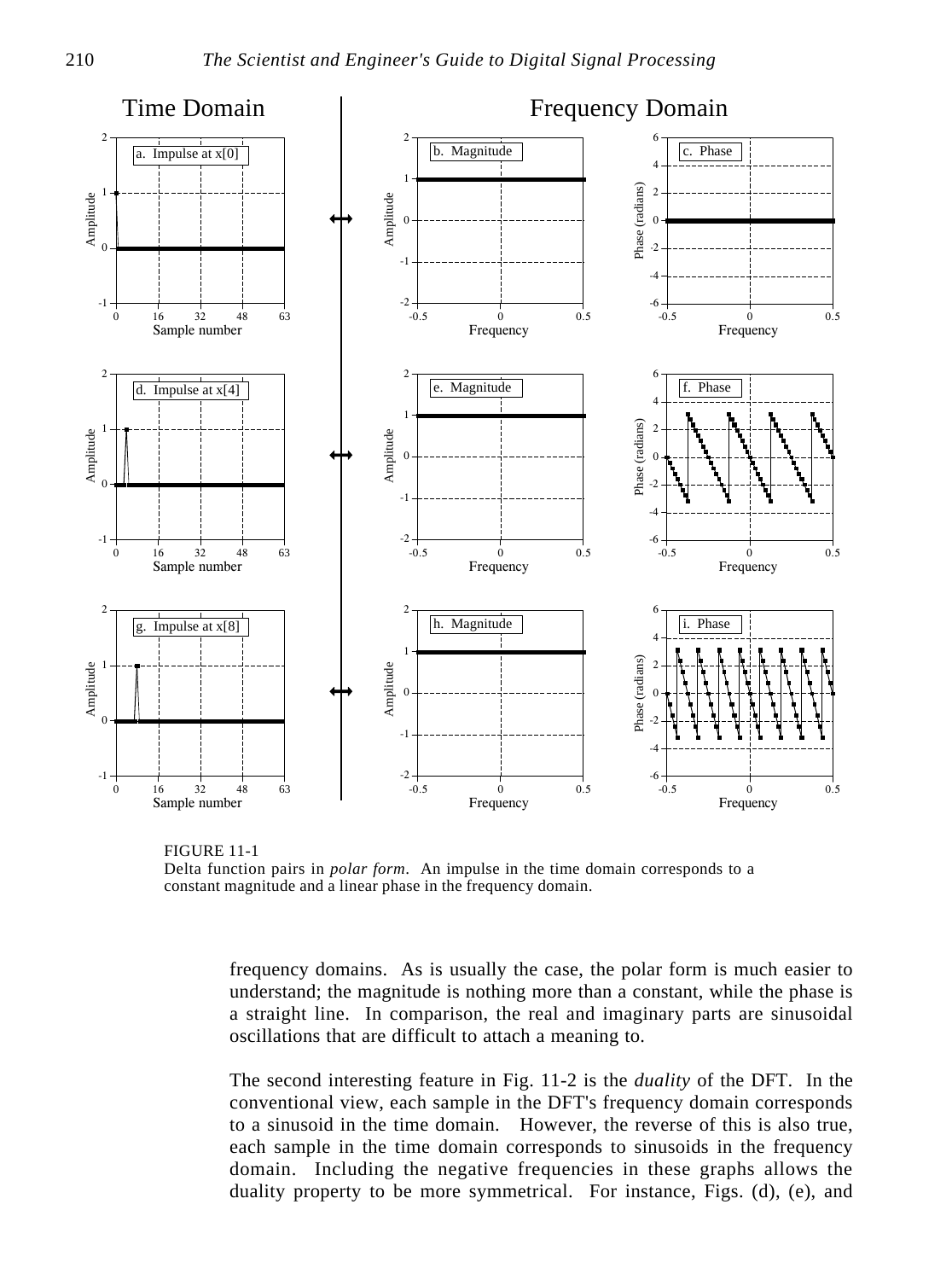FIGURE 11-1
Delta function pairs in *polar form*. An impulse in the time domain corresponds to a constant magnitude and a linear phase in the frequency domain.

frequency domains. As is usually the case, the polar form is much easier to understand; the magnitude is nothing more than a constant, while the phase is a straight line. In comparison, the real and imaginary parts are sinusoidal oscillations that are difficult to attach a meaning to.

The second interesting feature in Fig. 11-2 is the *duality* of the DFT. In the conventional view, each sample in the DFT's frequency domain corresponds to a sinusoid in the time domain. However, the reverse of this is also true, each sample in the time domain corresponds to sinusoids in the frequency domain. Including the negative frequencies in these graphs allows the duality property to be more symmetrical. For instance, Figs. (d), (e), and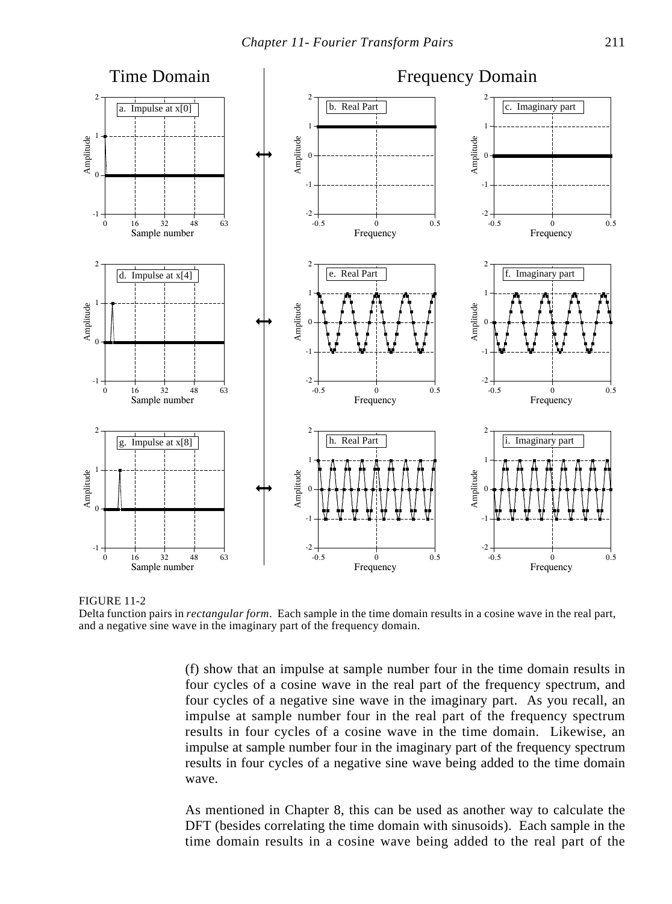FIGURE 11-2
Delta function pairs in *rectangular form*. Each sample in the time domain results in a cosine wave in the real part, and a negative sine wave in the imaginary part of the frequency domain.

(f) show that an impulse at sample number four in the time domain results in four cycles of a cosine wave in the real part of the frequency spectrum, and four cycles of a negative sine wave in the imaginary part. As you recall, an impulse at sample number four in the real part of the frequency spectrum results in four cycles of a cosine wave in the time domain. Likewise, an impulse at sample number four in the imaginary part of the frequency spectrum results in four cycles of a negative sine wave being added to the time domain wave.

As mentioned in Chapter 8, this can be used as another way to calculate the DFT (besides correlating the time domain with sinusoids). Each sample in the time domain results in a cosine wave being added to the real part of the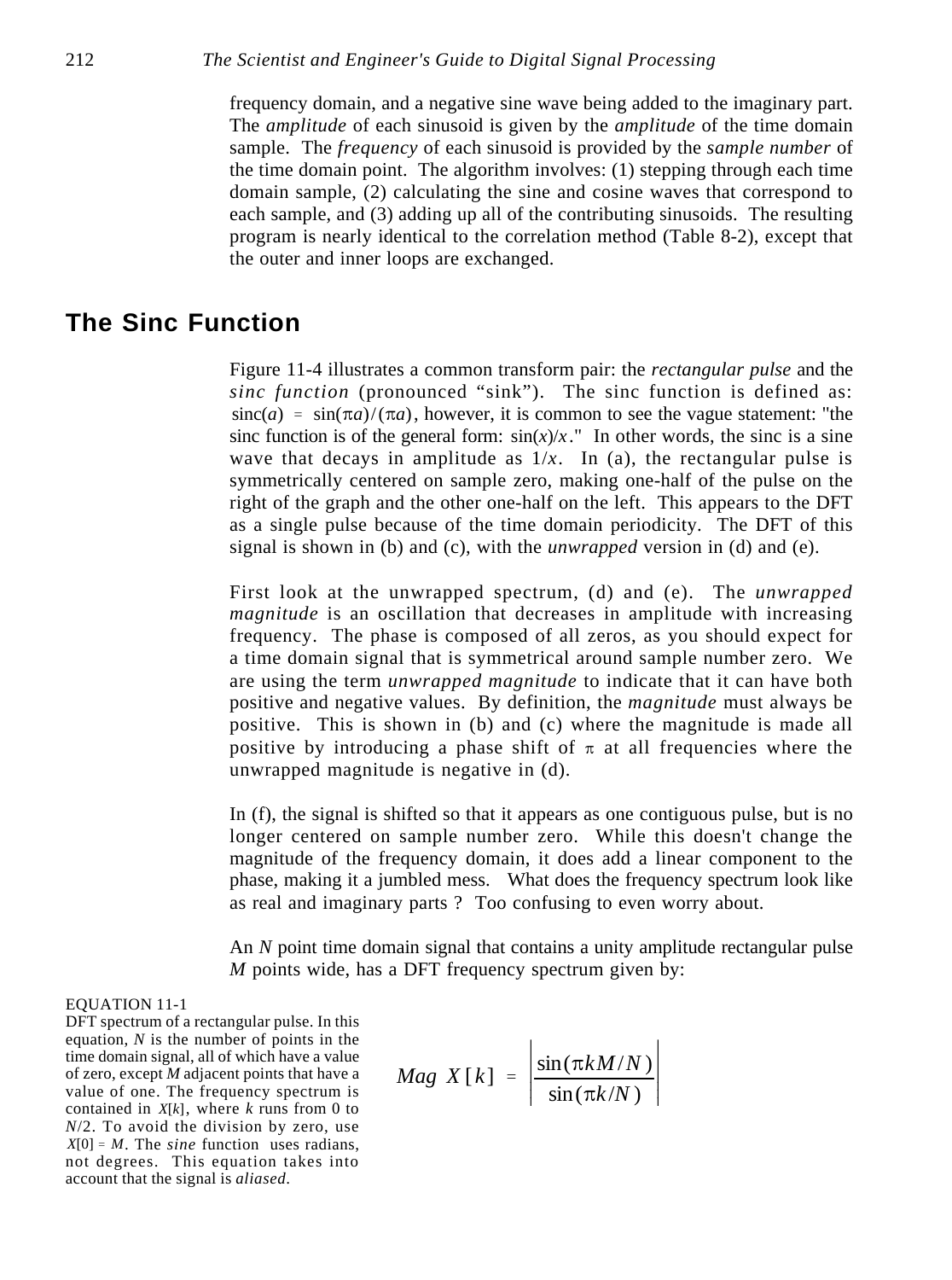frequency domain, and a negative sine wave being added to the imaginary part. The *amplitude* of each sinusoid is given by the *amplitude* of the time domain sample. The *frequency* of each sinusoid is provided by the *sample number* of the time domain point. The algorithm involves: (1) stepping through each time domain sample, (2) calculating the sine and cosine waves that correspond to each sample, and (3) adding up all of the contributing sinusoids. The resulting program is nearly identical to the correlation method (Table 8-2), except that the outer and inner loops are exchanged.

## The Sinc Function

Figure 11-4 illustrates a common transform pair: the *rectangular pulse* and the *sinc function* (pronounced "sink"). The sinc function is defined as: $\text{sinc}(a) = \sin(\pi a)/(\pi a)$, however, it is common to see the vague statement: "the sinc function is of the general form: $\sin(x)/x$." In other words, the sinc is a sine wave that decays in amplitude as $1/x$. In (a), the rectangular pulse is symmetrically centered on sample zero, making one-half of the pulse on the right of the graph and the other one-half on the left. This appears to the DFT as a single pulse because of the time domain periodicity. The DFT of this signal is shown in (b) and (c), with the *unwrapped* version in (d) and (e).

First look at the unwrapped spectrum, (d) and (e). The *unwrapped magnitude* is an oscillation that decreases in amplitude with increasing frequency. The phase is composed of all zeros, as you should expect for a time domain signal that is symmetrical around sample number zero. We are using the term *unwrapped magnitude* to indicate that it can have both positive and negative values. By definition, the *magnitude* must always be positive. This is shown in (b) and (c) where the magnitude is made all positive by introducing a phase shift of $\pi$ at all frequencies where the unwrapped magnitude is negative in (d).

In (f), the signal is shifted so that it appears as one contiguous pulse, but is no longer centered on sample number zero. While this doesn't change the magnitude of the frequency domain, it does add a linear component to the phase, making it a jumbled mess. What does the frequency spectrum look like as real and imaginary parts ? Too confusing to even worry about.

An $N$ point time domain signal that contains a unity amplitude rectangular pulse $M$ points wide, has a DFT frequency spectrum given by:

$$Mag\ X[k] = \left| \frac{\sin(\pi k M / N)}{\sin(\pi k / N)} \right|$$

EQUATION 11-1
DFT spectrum of a rectangular pulse. In this equation, $N$ is the number of points in the time domain signal, all of which have a value of zero, except $M$ adjacent points that have a value of one. The frequency spectrum is contained in $X[k]$, where $k$ runs from 0 to $N/2$. To avoid the division by zero, use $X[0] = M$. The *sine* function uses radians, not degrees. This equation takes into account that the signal is *aliased*.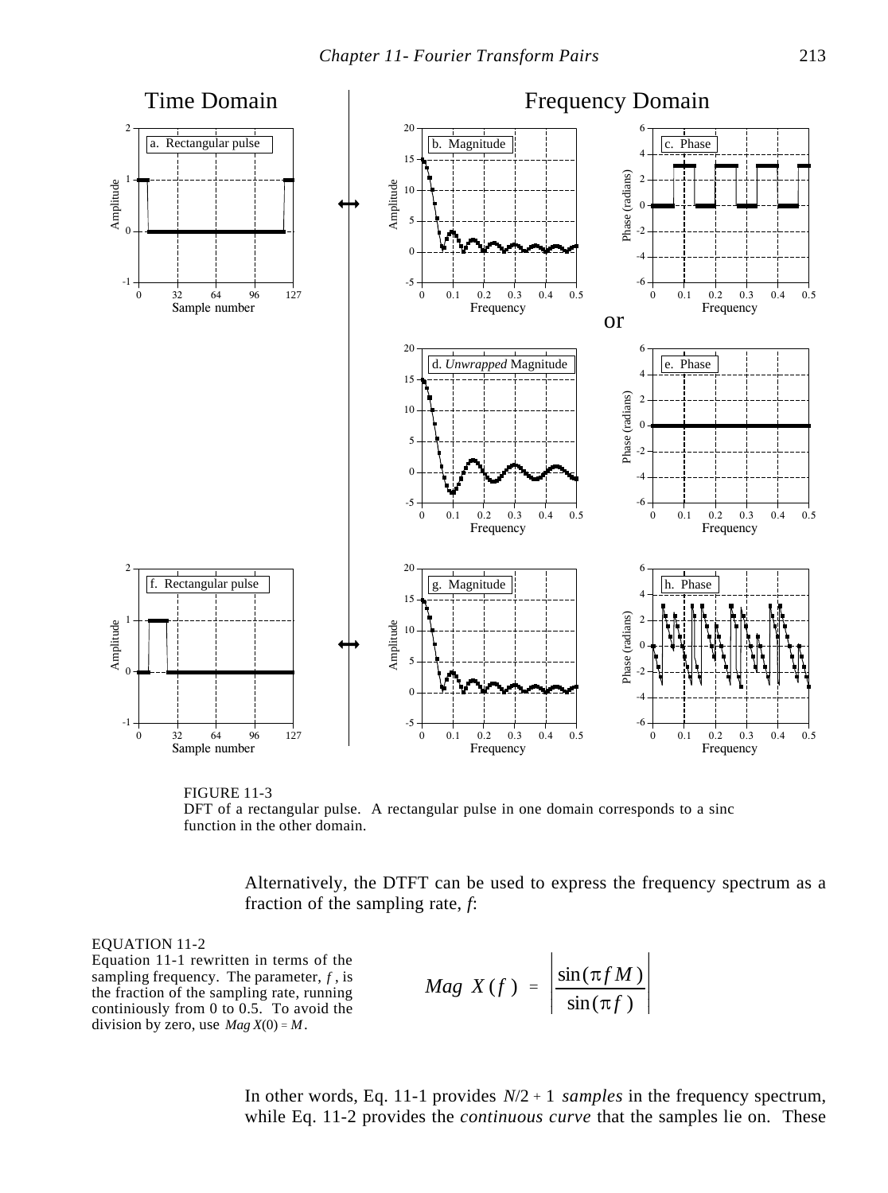FIGURE 11-3
DFT of a rectangular pulse. A rectangular pulse in one domain corresponds to a sinc function in the other domain.

Alternatively, the DTFT can be used to express the frequency spectrum as a fraction of the sampling rate, *f*:

EQUATION 11-2
Equation 11-1 rewritten in terms of the sampling frequency. The parameter, $f$, is the fraction of the sampling rate, running continiously from 0 to 0.5. To avoid the division by zero, use $Mag\ X(0) = M$.

$$Mag\ X(f) = \left| \frac{\sin(\pi f M)}{\sin(\pi f)} \right|$$

In other words, Eq. 11-1 provides $N/2 + 1$ *samples* in the frequency spectrum, while Eq. 11-2 provides the *continuous curve* that the samples lie on. These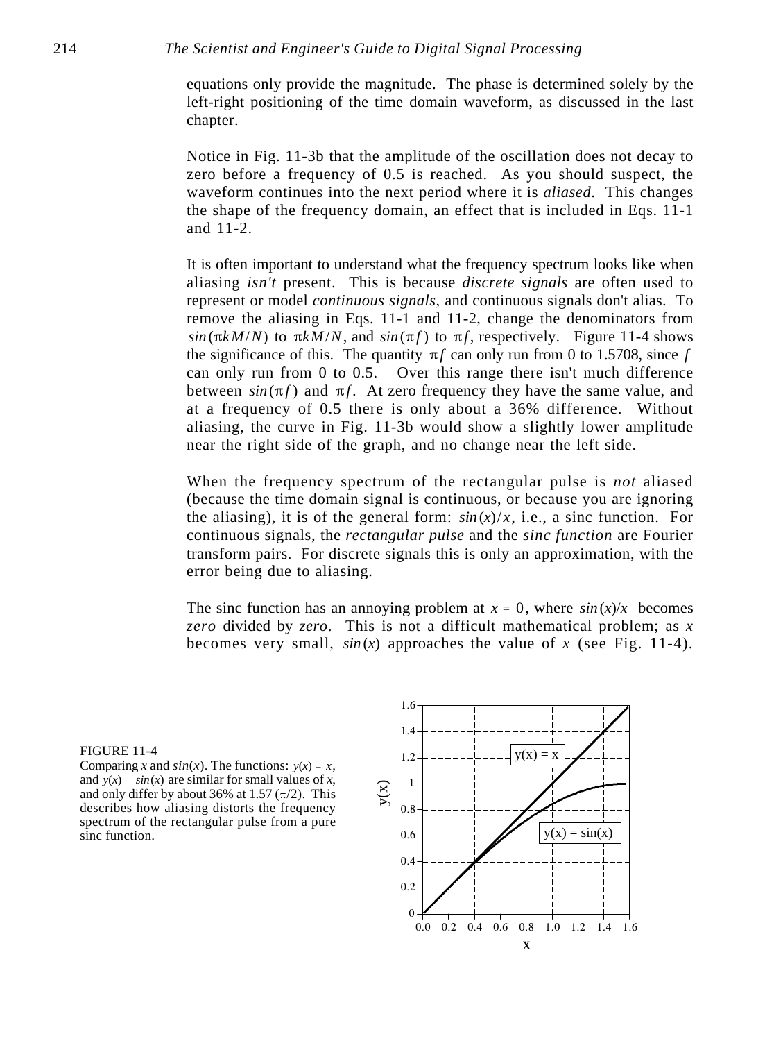equations only provide the magnitude. The phase is determined solely by the left-right positioning of the time domain waveform, as discussed in the last chapter.

Notice in Fig. 11-3b that the amplitude of the oscillation does not decay to zero before a frequency of 0.5 is reached. As you should suspect, the waveform continues into the next period where it is *aliased*. This changes the shape of the frequency domain, an effect that is included in Eqs. 11-1 and 11-2.

It is often important to understand what the frequency spectrum looks like when aliasing *isn't* present. This is because *discrete signals* are often used to represent or model *continuous signals*, and continuous signals don't alias. To remove the aliasing in Eqs. 11-1 and 11-2, change the denominators from $sin(\pi kM/N)$ to $\pi kM/N$, and $sin(\pi f)$ to $\pi f$, respectively. Figure 11-4 shows the significance of this. The quantity $\pi f$ can only run from 0 to 1.5708, since $f$ can only run from 0 to 0.5. Over this range there isn't much difference between $sin(\pi f)$ and $\pi f$. At zero frequency they have the same value, and at a frequency of 0.5 there is only about a 36% difference. Without aliasing, the curve in Fig. 11-3b would show a slightly lower amplitude near the right side of the graph, and no change near the left side.

When the frequency spectrum of the rectangular pulse is *not* aliased (because the time domain signal is continuous, or because you are ignoring the aliasing), it is of the general form: $sin(x)/x$, i.e., a sinc function. For continuous signals, the *rectangular pulse* and the *sinc function* are Fourier transform pairs. For discrete signals this is only an approximation, with the error being due to aliasing.

The sinc function has an annoying problem at $x = 0$, where $sin(x)/x$ becomes *zero* divided by *zero*. This is not a difficult mathematical problem; as $x$ becomes very small, $sin(x)$ approaches the value of $x$ (see Fig. 11-4).

FIGURE 11-4
Comparing $x$ and $sin(x)$. The functions: $y(x) = x$, and $y(x) = sin(x)$ are similar for small values of $x$, and only differ by about 36% at 1.57 ($\pi/2$). This describes how aliasing distorts the frequency spectrum of the rectangular pulse from a pure sinc function.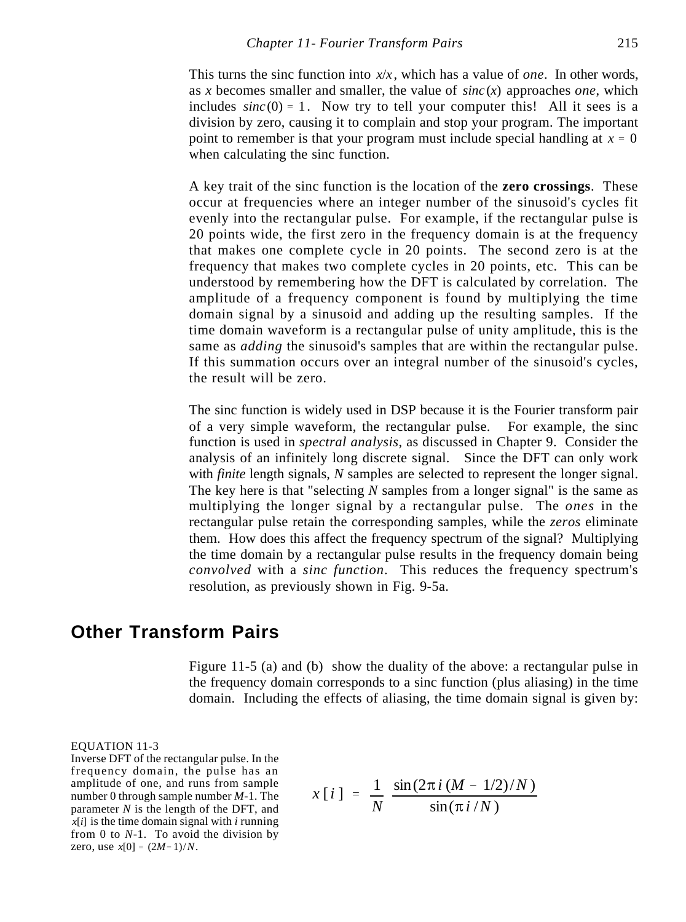This turns the sinc function into $x/x$, which has a value of *one*. In other words, as $x$ becomes smaller and smaller, the value of $sinc(x)$ approaches *one*, which includes $sinc(0) = 1$. Now try to tell your computer this! All it sees is a division by zero, causing it to complain and stop your program. The important point to remember is that your program must include special handling at $x = 0$ when calculating the sinc function.

A key trait of the sinc function is the location of the **zero crossings**. These occur at frequencies where an integer number of the sinusoid's cycles fit evenly into the rectangular pulse. For example, if the rectangular pulse is 20 points wide, the first zero in the frequency domain is at the frequency that makes one complete cycle in 20 points. The second zero is at the frequency that makes two complete cycles in 20 points, etc. This can be understood by remembering how the DFT is calculated by correlation. The amplitude of a frequency component is found by multiplying the time domain signal by a sinusoid and adding up the resulting samples. If the time domain waveform is a rectangular pulse of unity amplitude, this is the same as *adding* the sinusoid's samples that are within the rectangular pulse. If this summation occurs over an integral number of the sinusoid's cycles, the result will be zero.

The sinc function is widely used in DSP because it is the Fourier transform pair of a very simple waveform, the rectangular pulse. For example, the sinc function is used in *spectral analysis*, as discussed in Chapter 9. Consider the analysis of an infinitely long discrete signal. Since the DFT can only work with *finite* length signals, $N$ samples are selected to represent the longer signal. The key here is that "selecting $N$ samples from a longer signal" is the same as multiplying the longer signal by a rectangular pulse. The *ones* in the rectangular pulse retain the corresponding samples, while the *zeros* eliminate them. How does this affect the frequency spectrum of the signal? Multiplying the time domain by a rectangular pulse results in the frequency domain being *convolved* with a *sinc function*. This reduces the frequency spectrum's resolution, as previously shown in Fig. 9-5a.

## Other Transform Pairs

Figure 11-5 (a) and (b) show the duality of the above: a rectangular pulse in the frequency domain corresponds to a sinc function (plus aliasing) in the time domain. Including the effects of aliasing, the time domain signal is given by:

EQUATION 11-3
Inverse DFT of the rectangular pulse. In the frequency domain, the pulse has an amplitude of one, and runs from sample number 0 through sample number $M$-1. The parameter $N$ is the length of the DFT, and $x[i]$ is the time domain signal with $i$ running from 0 to $N$-1. To avoid the division by zero, use $x[0] = (2M-1)/N$.

$$x[i] = \frac{1}{N} \frac{\sin(2\pi i (M - 1/2)/N)}{\sin(\pi i/N)}$$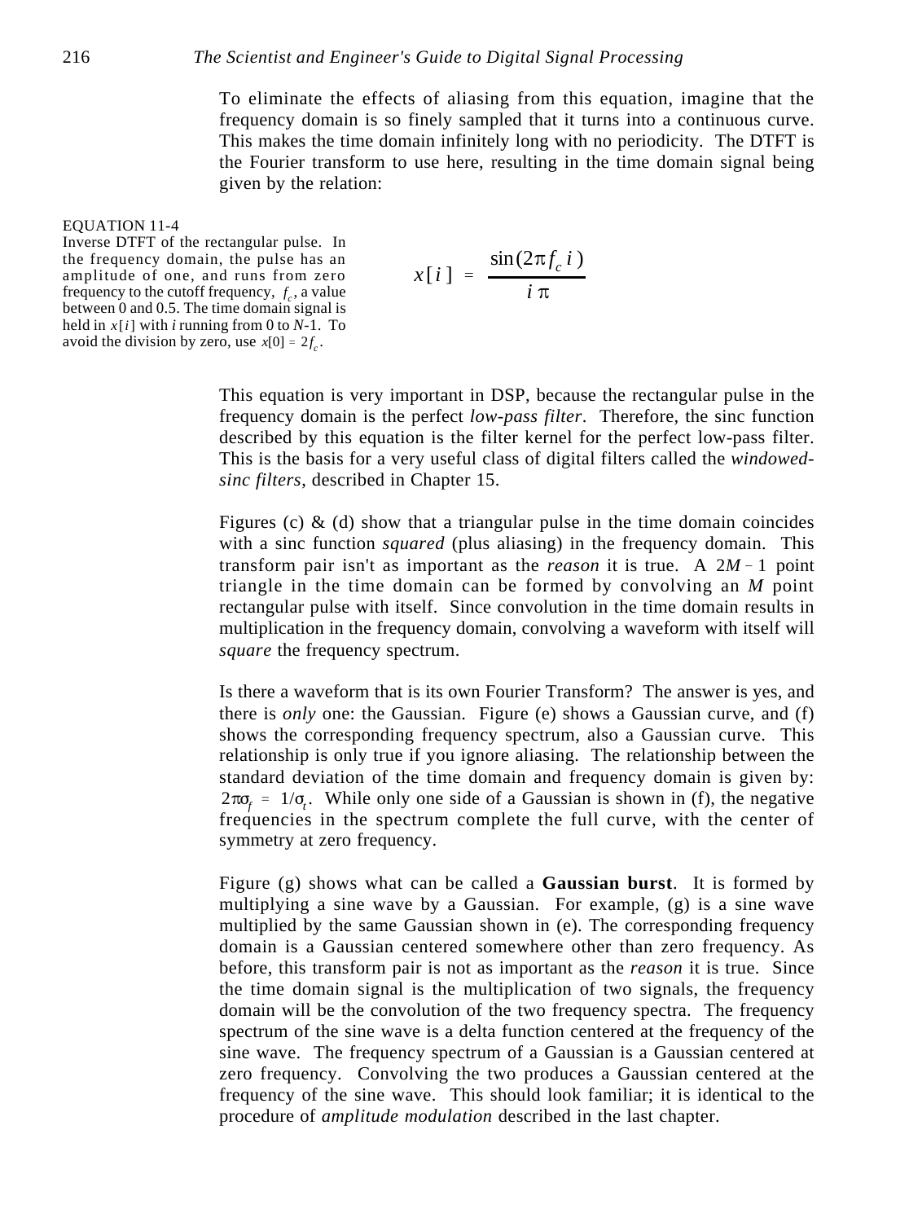To eliminate the effects of aliasing from this equation, imagine that the frequency domain is so finely sampled that it turns into a continuous curve. This makes the time domain infinitely long with no periodicity. The DTFT is the Fourier transform to use here, resulting in the time domain signal being given by the relation:

EQUATION 11-4
Inverse DTFT of the rectangular pulse. In the frequency domain, the pulse has an amplitude of one, and runs from zero frequency to the cutoff frequency, $f_c$, a value between 0 and 0.5. The time domain signal is held in $x[i]$ with $i$ running from 0 to $N$-1. To avoid the division by zero, use $x[0] = 2f_c$.

$$x[i] = \frac{\sin(2\pi f_c \, i)}{i\,\pi}$$

This equation is very important in DSP, because the rectangular pulse in the frequency domain is the perfect *low-pass filter*. Therefore, the sinc function described by this equation is the filter kernel for the perfect low-pass filter. This is the basis for a very useful class of digital filters called the *windowed-sinc filters*, described in Chapter 15.

Figures (c) & (d) show that a triangular pulse in the time domain coincides with a sinc function *squared* (plus aliasing) in the frequency domain. This transform pair isn't as important as the *reason* it is true. A $2M-1$ point triangle in the time domain can be formed by convolving an $M$ point rectangular pulse with itself. Since convolution in the time domain results in multiplication in the frequency domain, convolving a waveform with itself will *square* the frequency spectrum.

Is there a waveform that is its own Fourier Transform? The answer is yes, and there is *only* one: the Gaussian. Figure (e) shows a Gaussian curve, and (f) shows the corresponding frequency spectrum, also a Gaussian curve. This relationship is only true if you ignore aliasing. The relationship between the standard deviation of the time domain and frequency domain is given by: $2\pi\sigma_f = 1/\sigma_t$. While only one side of a Gaussian is shown in (f), the negative frequencies in the spectrum complete the full curve, with the center of symmetry at zero frequency.

Figure (g) shows what can be called a **Gaussian burst**. It is formed by multiplying a sine wave by a Gaussian. For example, (g) is a sine wave multiplied by the same Gaussian shown in (e). The corresponding frequency domain is a Gaussian centered somewhere other than zero frequency. As before, this transform pair is not as important as the *reason* it is true. Since the time domain signal is the multiplication of two signals, the frequency domain will be the convolution of the two frequency spectra. The frequency spectrum of the sine wave is a delta function centered at the frequency of the sine wave. The frequency spectrum of a Gaussian is a Gaussian centered at zero frequency. Convolving the two produces a Gaussian centered at the frequency of the sine wave. This should look familiar; it is identical to the procedure of *amplitude modulation* described in the last chapter.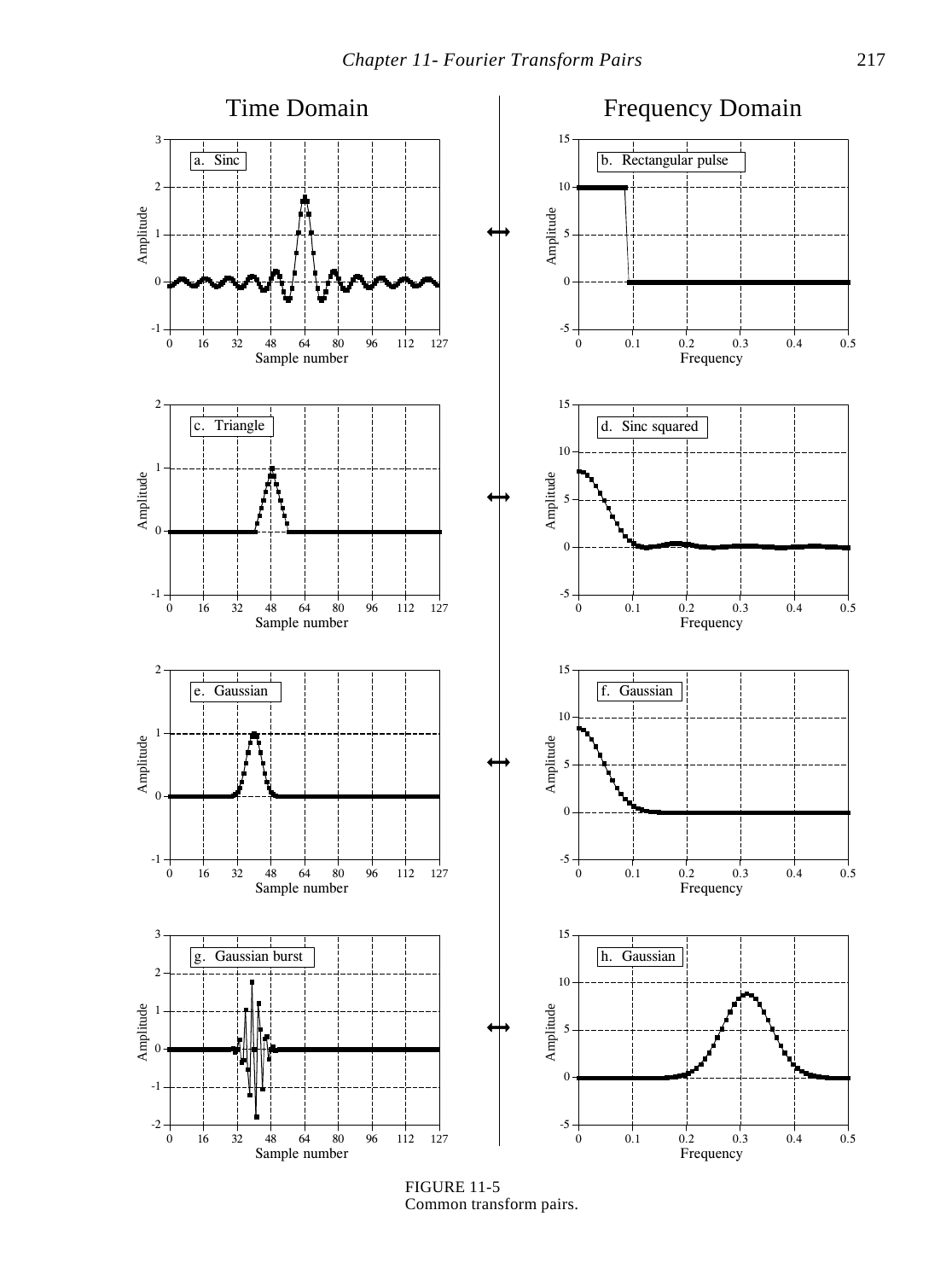FIGURE 11-5
Common transform pairs.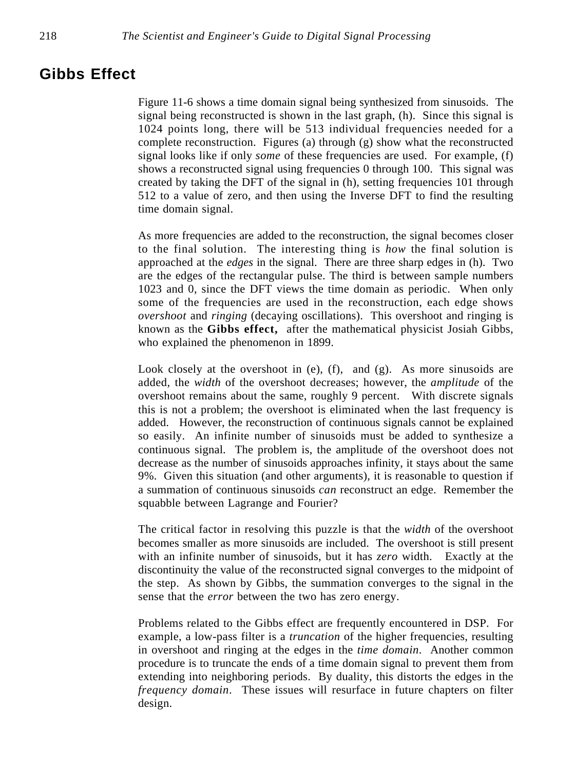## Gibbs Effect

Figure 11-6 shows a time domain signal being synthesized from sinusoids. The signal being reconstructed is shown in the last graph, (h). Since this signal is 1024 points long, there will be 513 individual frequencies needed for a complete reconstruction. Figures (a) through (g) show what the reconstructed signal looks like if only *some* of these frequencies are used. For example, (f) shows a reconstructed signal using frequencies 0 through 100. This signal was created by taking the DFT of the signal in (h), setting frequencies 101 through 512 to a value of zero, and then using the Inverse DFT to find the resulting time domain signal.

As more frequencies are added to the reconstruction, the signal becomes closer to the final solution. The interesting thing is *how* the final solution is approached at the *edges* in the signal. There are three sharp edges in (h). Two are the edges of the rectangular pulse. The third is between sample numbers 1023 and 0, since the DFT views the time domain as periodic. When only some of the frequencies are used in the reconstruction, each edge shows *overshoot* and *ringing* (decaying oscillations). This overshoot and ringing is known as the **Gibbs effect,** after the mathematical physicist Josiah Gibbs, who explained the phenomenon in 1899.

Look closely at the overshoot in (e), (f), and (g). As more sinusoids are added, the *width* of the overshoot decreases; however, the *amplitude* of the overshoot remains about the same, roughly 9 percent. With discrete signals this is not a problem; the overshoot is eliminated when the last frequency is added. However, the reconstruction of continuous signals cannot be explained so easily. An infinite number of sinusoids must be added to synthesize a continuous signal. The problem is, the amplitude of the overshoot does not decrease as the number of sinusoids approaches infinity, it stays about the same 9%. Given this situation (and other arguments), it is reasonable to question if a summation of continuous sinusoids *can* reconstruct an edge. Remember the squabble between Lagrange and Fourier?

The critical factor in resolving this puzzle is that the *width* of the overshoot becomes smaller as more sinusoids are included. The overshoot is still present with an infinite number of sinusoids, but it has *zero* width. Exactly at the discontinuity the value of the reconstructed signal converges to the midpoint of the step. As shown by Gibbs, the summation converges to the signal in the sense that the *error* between the two has zero energy.

Problems related to the Gibbs effect are frequently encountered in DSP. For example, a low-pass filter is a *truncation* of the higher frequencies, resulting in overshoot and ringing at the edges in the *time domain*. Another common procedure is to truncate the ends of a time domain signal to prevent them from extending into neighboring periods. By duality, this distorts the edges in the *frequency domain*. These issues will resurface in future chapters on filter design.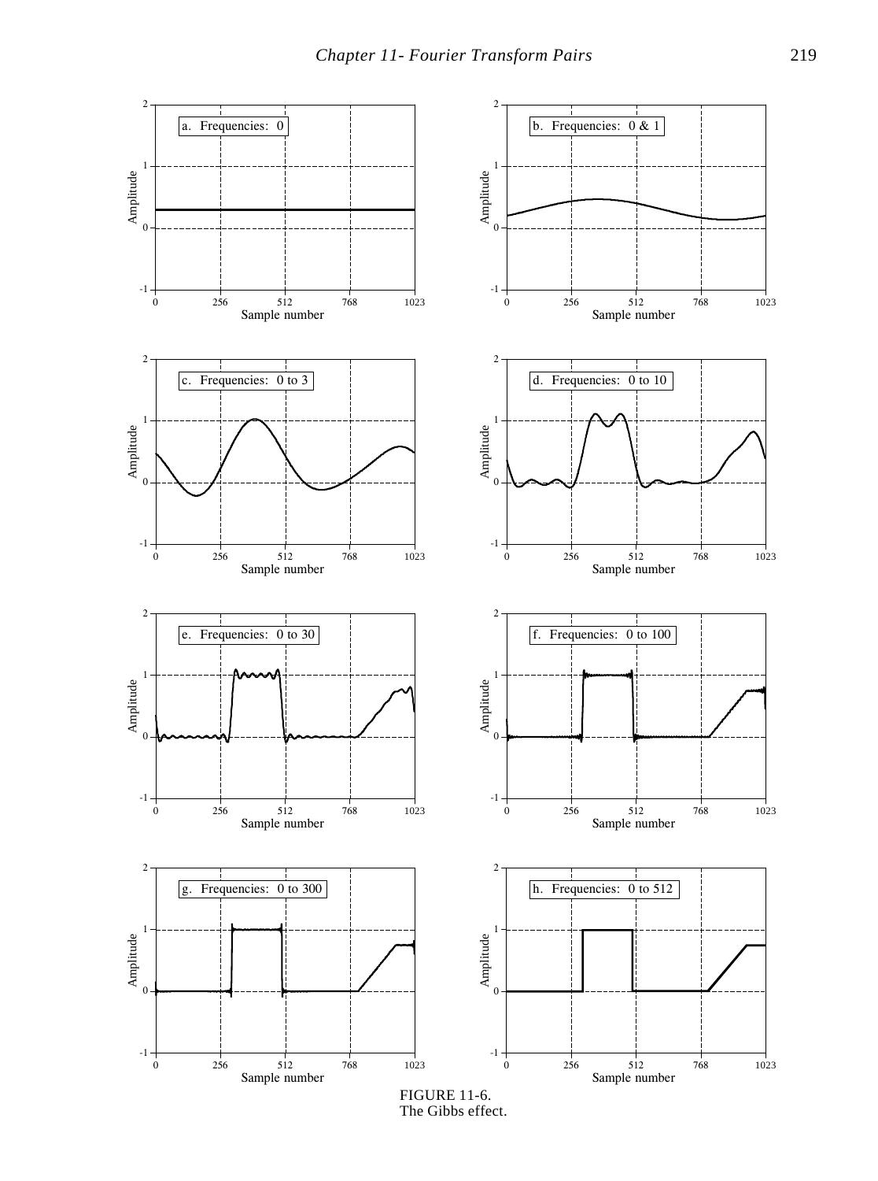FIGURE 11-6.
The Gibbs effect.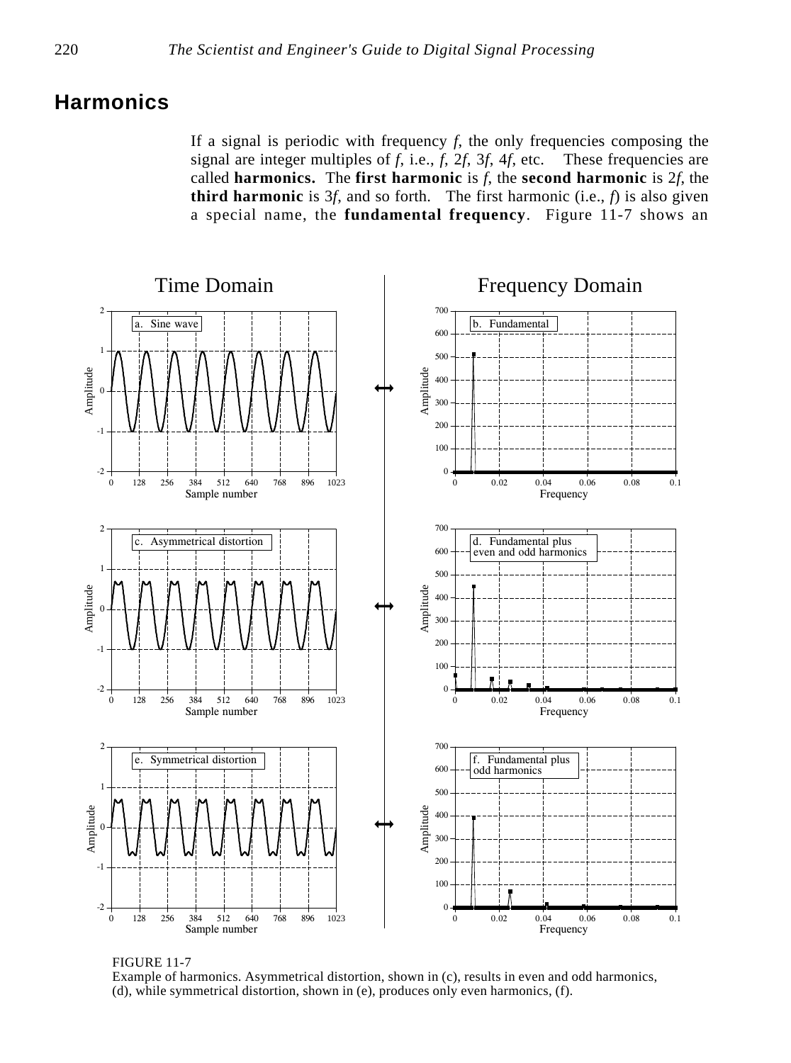## Harmonics

If a signal is periodic with frequency $f$, the only frequencies composing the signal are integer multiples of $f$, i.e., $f$, $2f$, $3f$, $4f$, etc. These frequencies are called **harmonics.** The **first harmonic** is $f$, the **second harmonic** is $2f$, the **third harmonic** is $3f$, and so forth. The first harmonic (i.e., $f$) is also given a special name, the **fundamental frequency**. Figure 11-7 shows an

FIGURE 11-7
Example of harmonics. Asymmetrical distortion, shown in (c), results in even and odd harmonics, (d), while symmetrical distortion, shown in (e), produces only even harmonics, (f).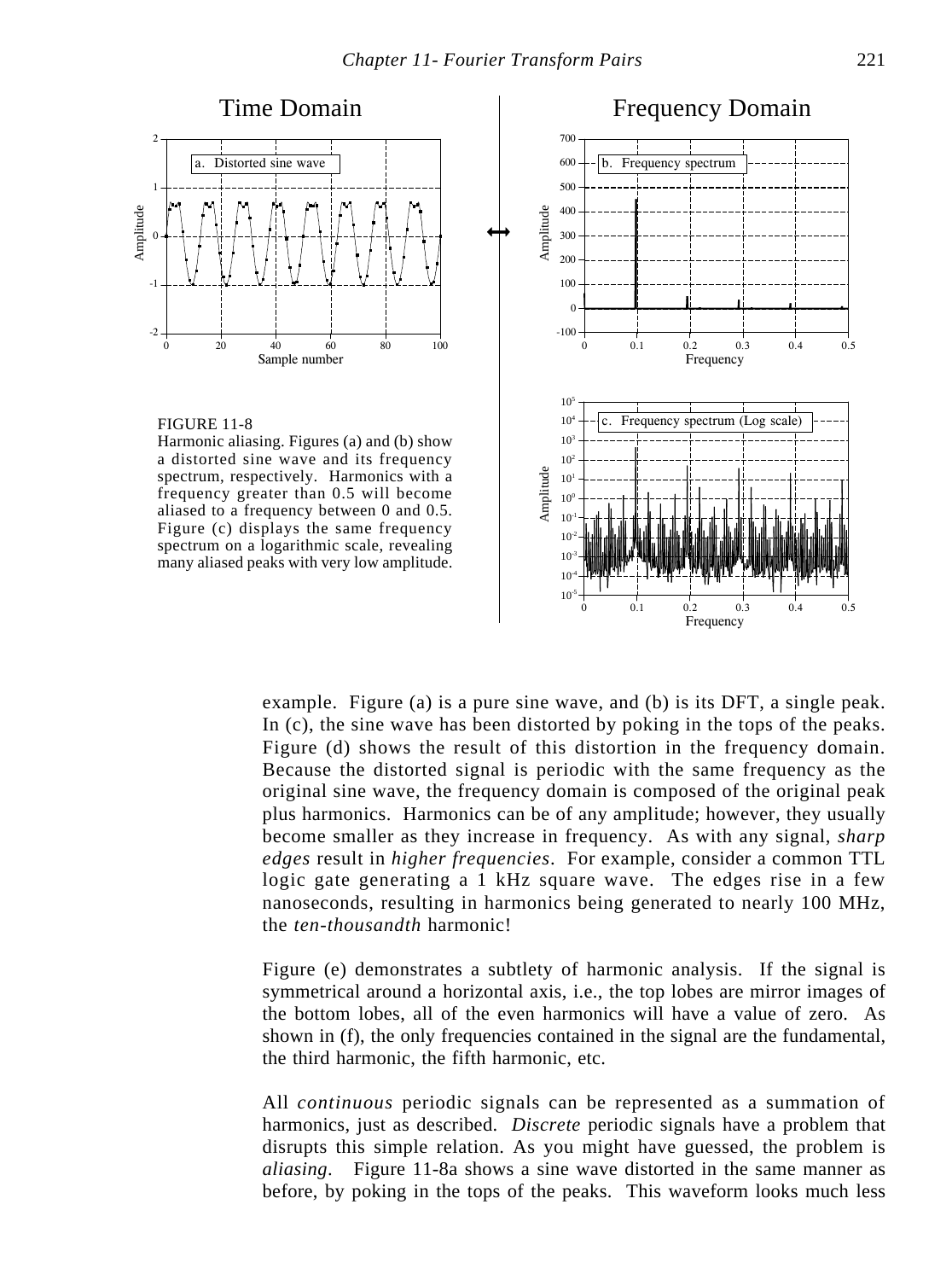Time Domain

Frequency Domain

a. Distorted sine wave

Amplitude

Sample number

0 20 40 60 80 100

2 1 0 -1 -2

b. Frequency spectrum

Amplitude

Frequency

0 0.1 0.2 0.3 0.4 0.5

700 600 500 400 300 200 100 0 -100

c. Frequency spectrum (Log scale)

Amplitude

Frequency

0 0.1 0.2 0.3 0.4 0.5

$10^5$ $10^4$ $10^3$ $10^2$ $10^1$ $10^0$ $10^{-1}$ $10^{-2}$ $10^{-3}$ $10^{-4}$ $10^{-5}$

FIGURE 11-8
Harmonic aliasing. Figures (a) and (b) show a distorted sine wave and its frequency spectrum, respectively. Harmonics with a frequency greater than 0.5 will become aliased to a frequency between 0 and 0.5. Figure (c) displays the same frequency spectrum on a logarithmic scale, revealing many aliased peaks with very low amplitude.

example. Figure (a) is a pure sine wave, and (b) is its DFT, a single peak. In (c), the sine wave has been distorted by poking in the tops of the peaks. Figure (d) shows the result of this distortion in the frequency domain. Because the distorted signal is periodic with the same frequency as the original sine wave, the frequency domain is composed of the original peak plus harmonics. Harmonics can be of any amplitude; however, they usually become smaller as they increase in frequency. As with any signal, *sharp edges* result in *higher frequencies*. For example, consider a common TTL logic gate generating a 1 kHz square wave. The edges rise in a few nanoseconds, resulting in harmonics being generated to nearly 100 MHz, the *ten-thousandth* harmonic!

Figure (e) demonstrates a subtlety of harmonic analysis. If the signal is symmetrical around a horizontal axis, i.e., the top lobes are mirror images of the bottom lobes, all of the even harmonics will have a value of zero. As shown in (f), the only frequencies contained in the signal are the fundamental, the third harmonic, the fifth harmonic, etc.

All *continuous* periodic signals can be represented as a summation of harmonics, just as described. *Discrete* periodic signals have a problem that disrupts this simple relation. As you might have guessed, the problem is *aliasing*. Figure 11-8a shows a sine wave distorted in the same manner as before, by poking in the tops of the peaks. This waveform looks much less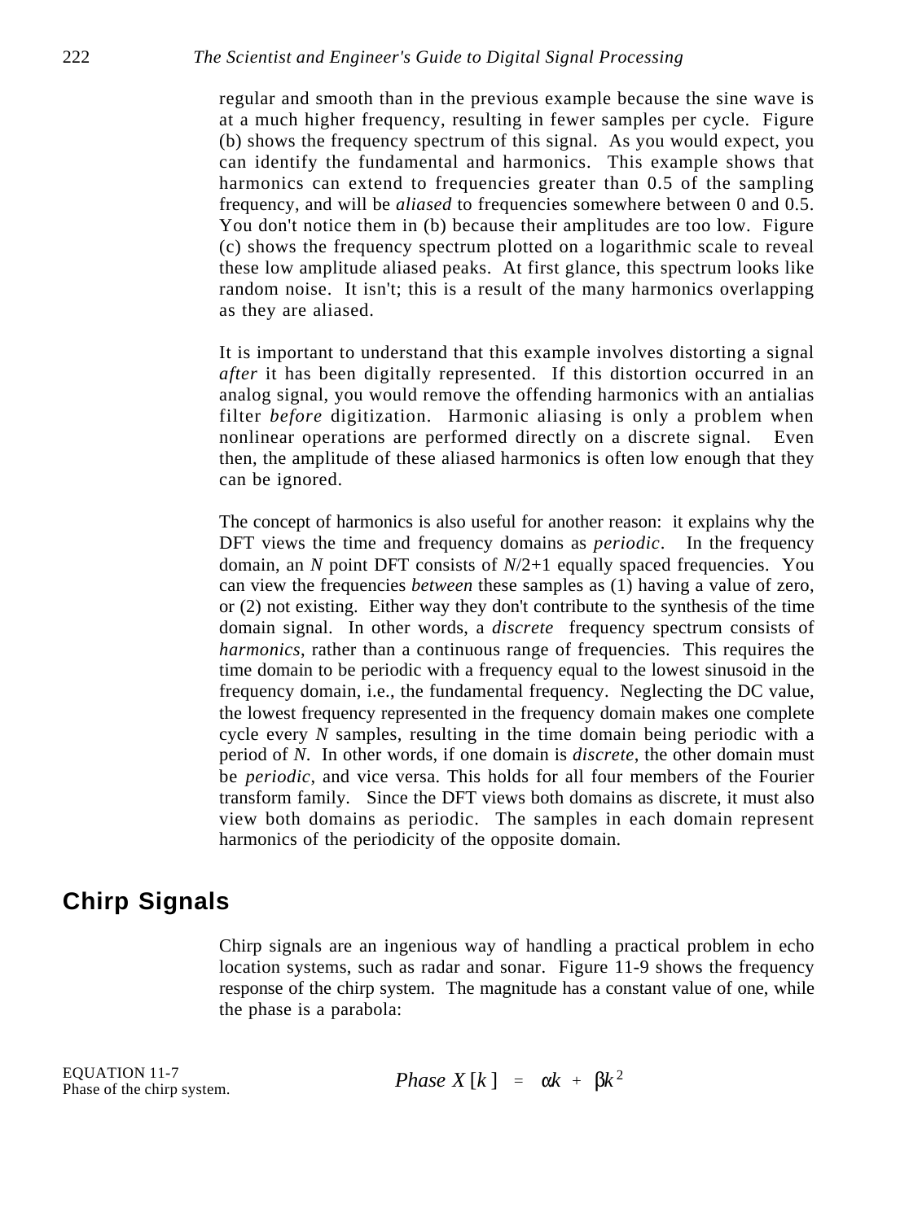regular and smooth than in the previous example because the sine wave is at a much higher frequency, resulting in fewer samples per cycle. Figure (b) shows the frequency spectrum of this signal. As you would expect, you can identify the fundamental and harmonics. This example shows that harmonics can extend to frequencies greater than 0.5 of the sampling frequency, and will be *aliased* to frequencies somewhere between 0 and 0.5. You don't notice them in (b) because their amplitudes are too low. Figure (c) shows the frequency spectrum plotted on a logarithmic scale to reveal these low amplitude aliased peaks. At first glance, this spectrum looks like random noise. It isn't; this is a result of the many harmonics overlapping as they are aliased.

It is important to understand that this example involves distorting a signal *after* it has been digitally represented. If this distortion occurred in an analog signal, you would remove the offending harmonics with an antialias filter *before* digitization. Harmonic aliasing is only a problem when nonlinear operations are performed directly on a discrete signal. Even then, the amplitude of these aliased harmonics is often low enough that they can be ignored.

The concept of harmonics is also useful for another reason: it explains why the DFT views the time and frequency domains as *periodic*. In the frequency domain, an $N$ point DFT consists of $N/2+1$ equally spaced frequencies. You can view the frequencies *between* these samples as (1) having a value of zero, or (2) not existing. Either way they don't contribute to the synthesis of the time domain signal. In other words, a *discrete* frequency spectrum consists of *harmonics*, rather than a continuous range of frequencies. This requires the time domain to be periodic with a frequency equal to the lowest sinusoid in the frequency domain, i.e., the fundamental frequency. Neglecting the DC value, the lowest frequency represented in the frequency domain makes one complete cycle every $N$ samples, resulting in the time domain being periodic with a period of $N$. In other words, if one domain is *discrete*, the other domain must be *periodic*, and vice versa. This holds for all four members of the Fourier transform family. Since the DFT views both domains as discrete, it must also view both domains as periodic. The samples in each domain represent harmonics of the periodicity of the opposite domain.

## Chirp Signals

Chirp signals are an ingenious way of handling a practical problem in echo location systems, such as radar and sonar. Figure 11-9 shows the frequency response of the chirp system. The magnitude has a constant value of one, while the phase is a parabola:

EQUATION 11-7
Phase of the chirp system.

$$\text{Phase } X[k] = \alpha k + \beta k^2$$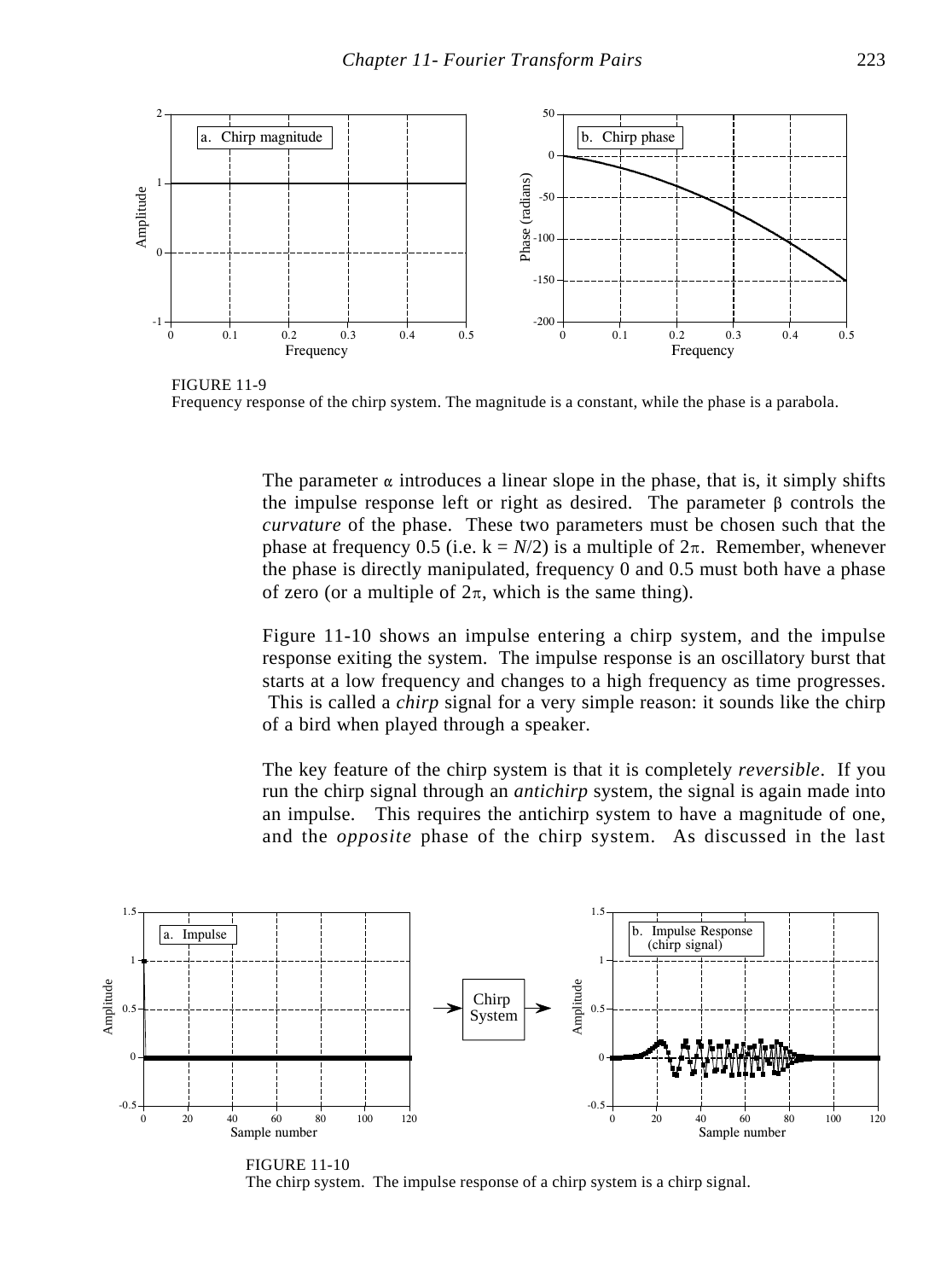FIGURE 11-9
Frequency response of the chirp system. The magnitude is a constant, while the phase is a parabola.

The parameter $\alpha$ introduces a linear slope in the phase, that is, it simply shifts the impulse response left or right as desired. The parameter $\beta$ controls the *curvature* of the phase. These two parameters must be chosen such that the phase at frequency 0.5 (i.e. $k = N/2$) is a multiple of $2\pi$. Remember, whenever the phase is directly manipulated, frequency 0 and 0.5 must both have a phase of zero (or a multiple of $2\pi$, which is the same thing).

Figure 11-10 shows an impulse entering a chirp system, and the impulse response exiting the system. The impulse response is an oscillatory burst that starts at a low frequency and changes to a high frequency as time progresses. This is called a *chirp* signal for a very simple reason: it sounds like the chirp of a bird when played through a speaker.

The key feature of the chirp system is that it is completely *reversible*. If you run the chirp signal through an *antichirp* system, the signal is again made into an impulse. This requires the antichirp system to have a magnitude of one, and the *opposite* phase of the chirp system. As discussed in the last

FIGURE 11-10
The chirp system. The impulse response of a chirp system is a chirp signal.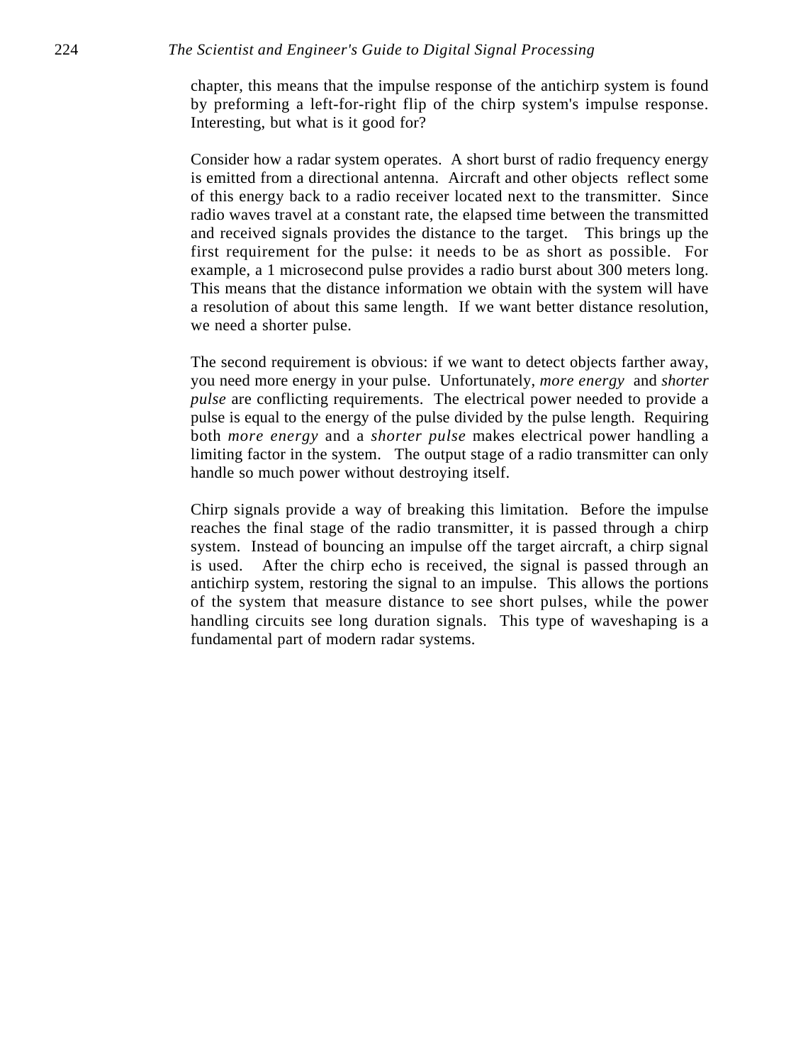chapter, this means that the impulse response of the antichirp system is found by preforming a left-for-right flip of the chirp system's impulse response. Interesting, but what is it good for?

Consider how a radar system operates. A short burst of radio frequency energy is emitted from a directional antenna. Aircraft and other objects reflect some of this energy back to a radio receiver located next to the transmitter. Since radio waves travel at a constant rate, the elapsed time between the transmitted and received signals provides the distance to the target. This brings up the first requirement for the pulse: it needs to be as short as possible. For example, a 1 microsecond pulse provides a radio burst about 300 meters long. This means that the distance information we obtain with the system will have a resolution of about this same length. If we want better distance resolution, we need a shorter pulse.

The second requirement is obvious: if we want to detect objects farther away, you need more energy in your pulse. Unfortunately, *more energy* and *shorter pulse* are conflicting requirements. The electrical power needed to provide a pulse is equal to the energy of the pulse divided by the pulse length. Requiring both *more energy* and a *shorter pulse* makes electrical power handling a limiting factor in the system. The output stage of a radio transmitter can only handle so much power without destroying itself.

Chirp signals provide a way of breaking this limitation. Before the impulse reaches the final stage of the radio transmitter, it is passed through a chirp system. Instead of bouncing an impulse off the target aircraft, a chirp signal is used. After the chirp echo is received, the signal is passed through an antichirp system, restoring the signal to an impulse. This allows the portions of the system that measure distance to see short pulses, while the power handling circuits see long duration signals. This type of waveshaping is a fundamental part of modern radar systems.